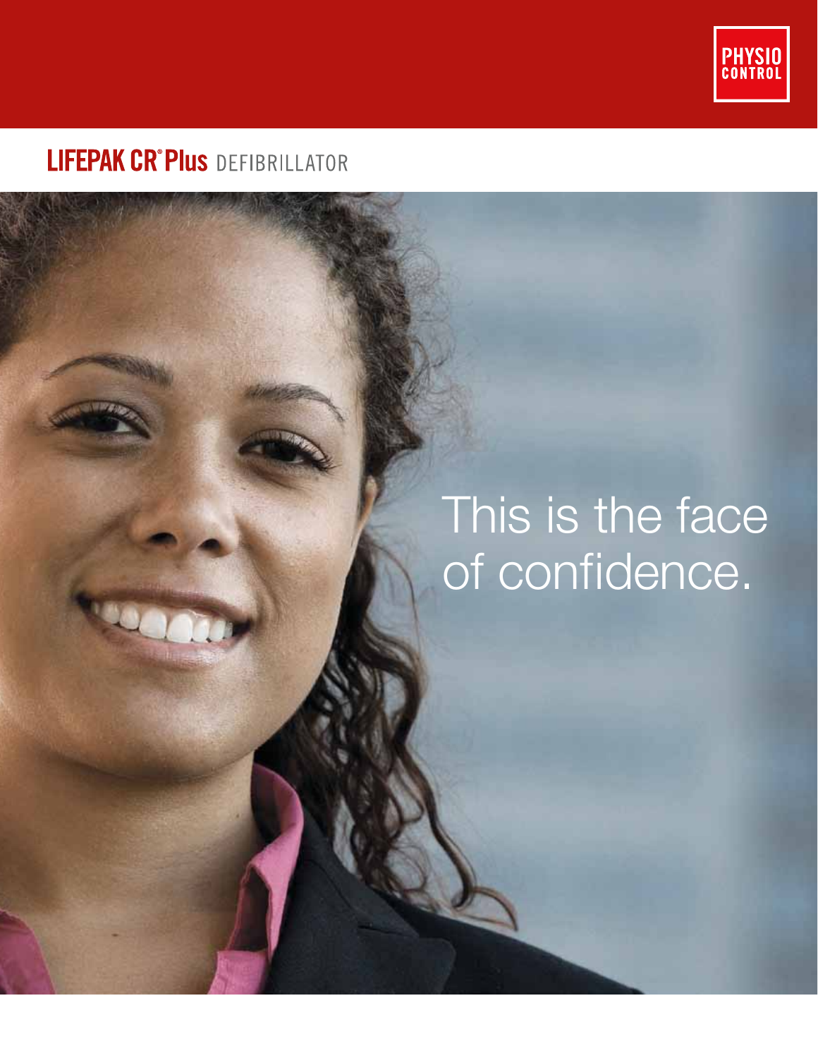PHYSIO CONTROL

# LIFEPAK CR® Plus DEFIBRILLATOR

This is the face of confidence.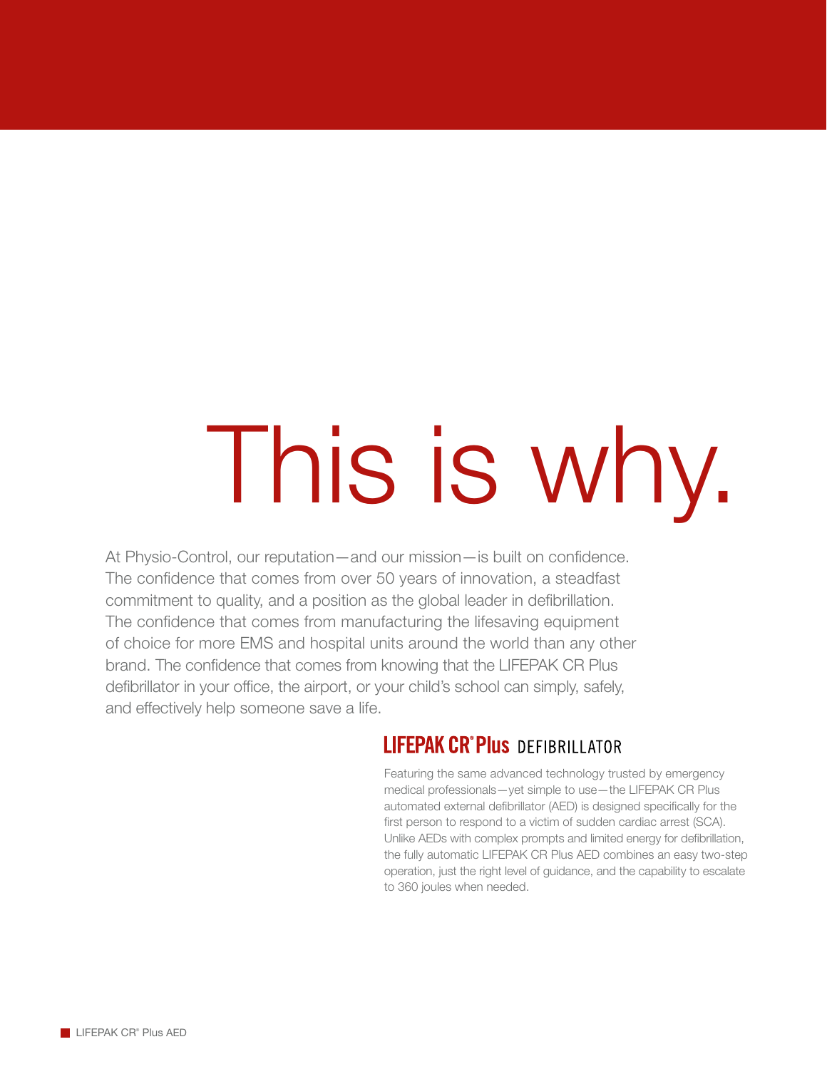# This is why.

At Physio-Control, our reputation—and our mission—is built on confidence. The confidence that comes from over 50 years of innovation, a steadfast commitment to quality, and a position as the global leader in defibrillation. The confidence that comes from manufacturing the lifesaving equipment of choice for more EMS and hospital units around the world than any other brand. The confidence that comes from knowing that the LIFEPAK CR Plus defibrillator in your office, the airport, or your child's school can simply, safely, and effectively help someone save a life.

## LIFEPAK CR® Plus DEFIBRILLATOR

Featuring the same advanced technology trusted by emergency medical professionals—yet simple to use—the LIFEPAK CR Plus automated external defibrillator (AED) is designed specifically for the first person to respond to a victim of sudden cardiac arrest (SCA). Unlike AEDs with complex prompts and limited energy for defibrillation, the fully automatic LIFEPAK CR Plus AED combines an easy two-step operation, just the right level of guidance, and the capability to escalate to 360 joules when needed.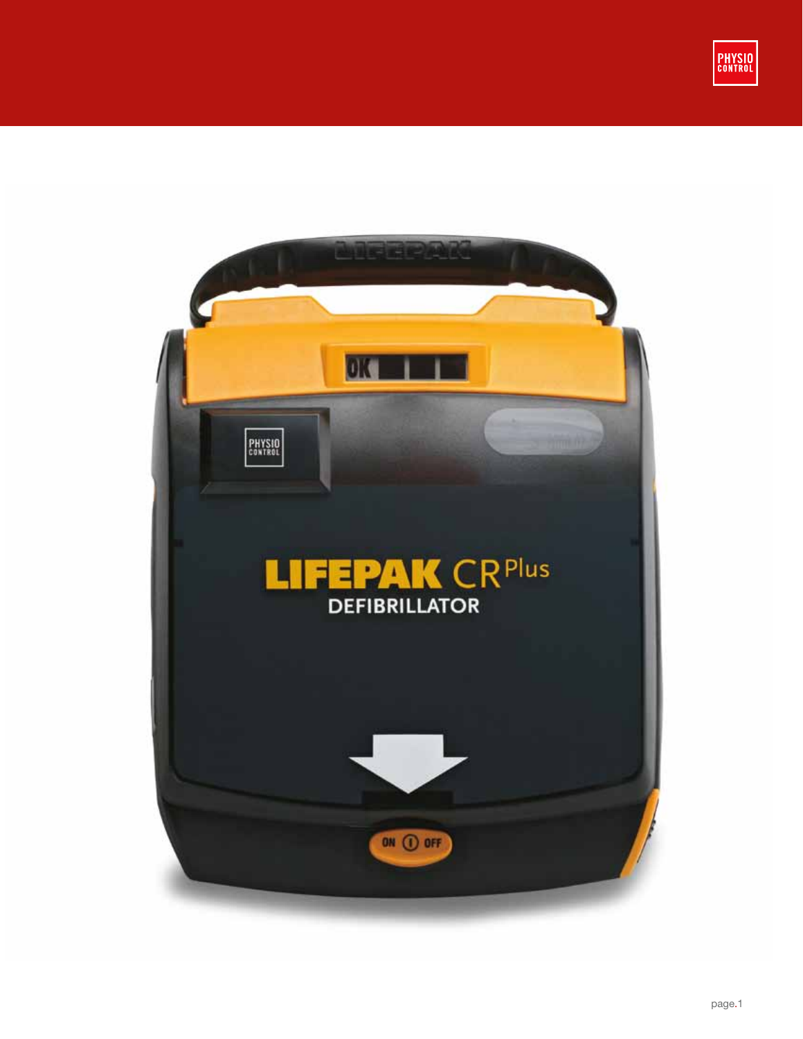# LIFEPAK CR Plus

DEFIBRILLATOR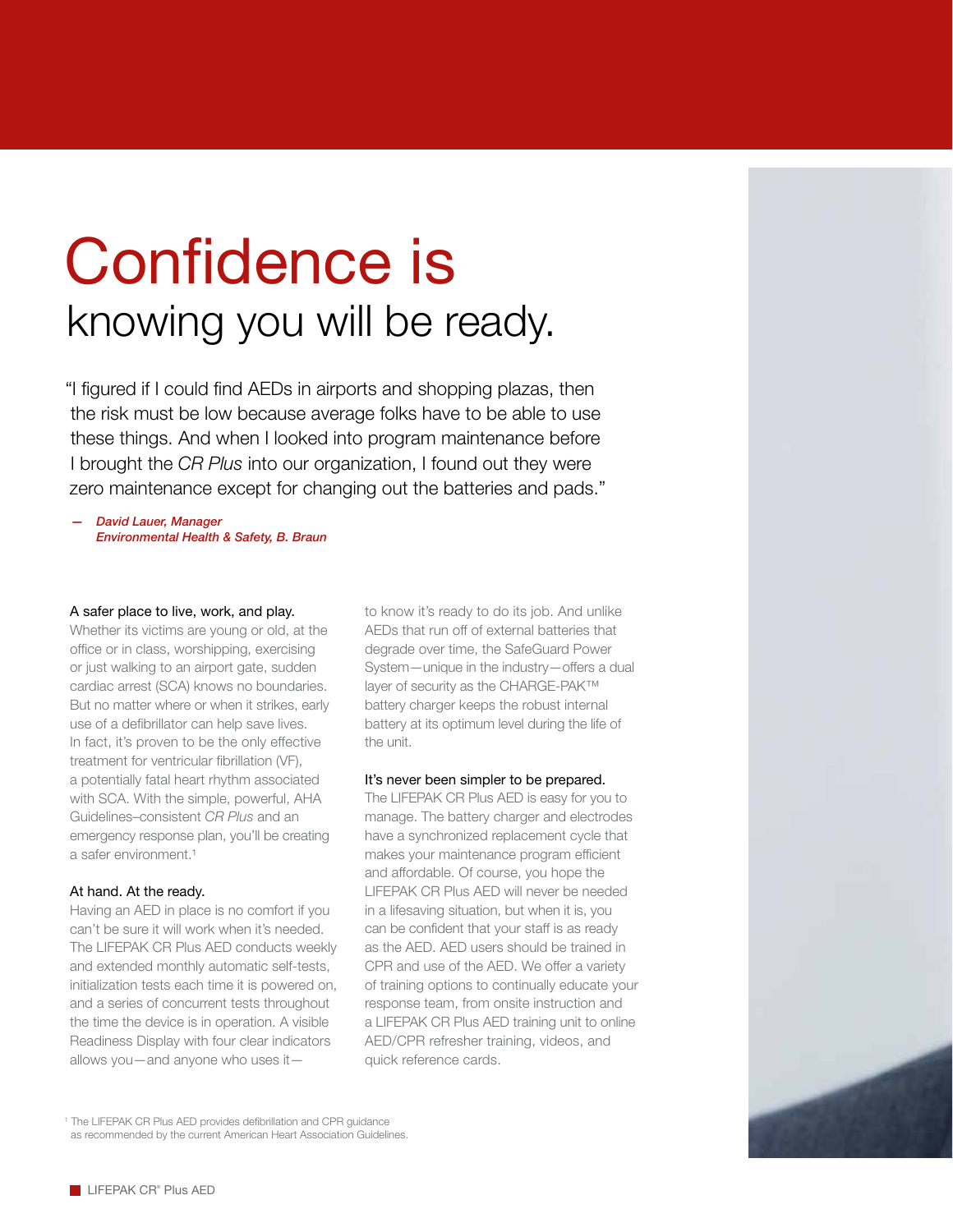# Confidence is
## knowing you will be ready.

"I figured if I could find AEDs in airports and shopping plazas, then the risk must be low because average folks have to be able to use these things. And when I looked into program maintenance before I brought the *CR Plus* into our organization, I found out they were zero maintenance except for changing out the batteries and pads."

— *David Lauer, Manager*
*Environmental Health & Safety, B. Braun*

### A safer place to live, work, and play.

Whether its victims are young or old, at the office or in class, worshipping, exercising or just walking to an airport gate, sudden cardiac arrest (SCA) knows no boundaries. But no matter where or when it strikes, early use of a defibrillator can help save lives. In fact, it's proven to be the only effective treatment for ventricular fibrillation (VF), a potentially fatal heart rhythm associated with SCA. With the simple, powerful, AHA Guidelines–consistent *CR Plus* and an emergency response plan, you'll be creating a safer environment.[1]

### At hand. At the ready.

Having an AED in place is no comfort if you can't be sure it will work when it's needed. The LIFEPAK CR Plus AED conducts weekly and extended monthly automatic self-tests, initialization tests each time it is powered on, and a series of concurrent tests throughout the time the device is in operation. A visible Readiness Display with four clear indicators allows you—and anyone who uses it—to know it's ready to do its job. And unlike AEDs that run off of external batteries that degrade over time, the SafeGuard Power System—unique in the industry—offers a dual layer of security as the CHARGE-PAK™ battery charger keeps the robust internal battery at its optimum level during the life of the unit.

### It's never been simpler to be prepared.

The LIFEPAK CR Plus AED is easy for you to manage. The battery charger and electrodes have a synchronized replacement cycle that makes your maintenance program efficient and affordable. Of course, you hope the LIFEPAK CR Plus AED will never be needed in a lifesaving situation, but when it is, you can be confident that your staff is as ready as the AED. AED users should be trained in CPR and use of the AED. We offer a variety of training options to continually educate your response team, from onsite instruction and a LIFEPAK CR Plus AED training unit to online AED/CPR refresher training, videos, and quick reference cards.

[1] The LIFEPAK CR Plus AED provides defibrillation and CPR guidance as recommended by the current American Heart Association Guidelines.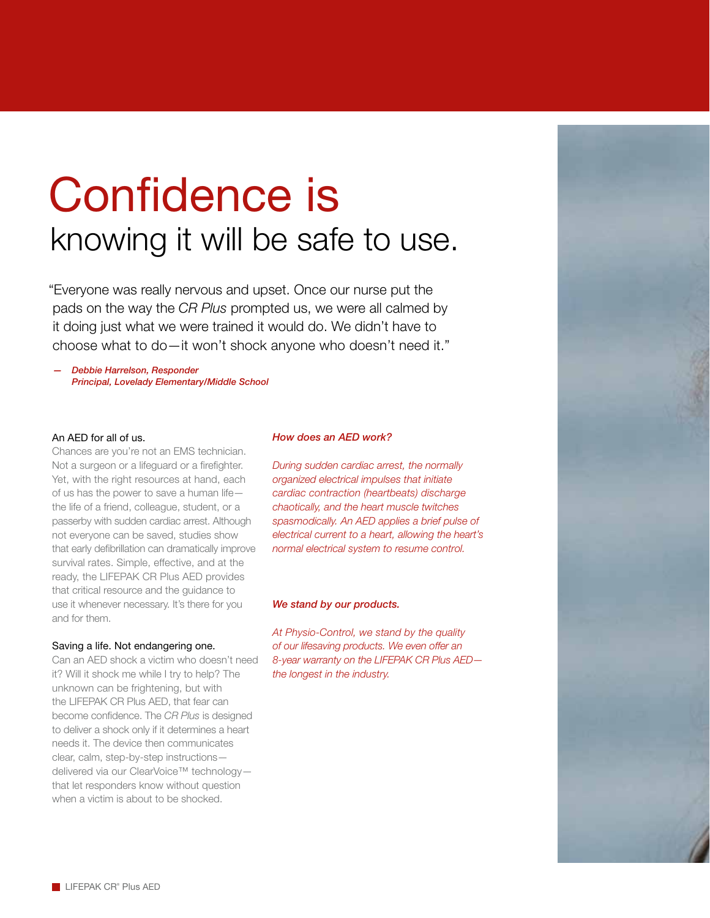# Confidence is
## knowing it will be safe to use.

"Everyone was really nervous and upset. Once our nurse put the pads on the way the *CR Plus* prompted us, we were all calmed by it doing just what we were trained it would do. We didn't have to choose what to do—it won't shock anyone who doesn't need it."

— ***Debbie Harrelson, Responder***
***Principal, Lovelady Elementary/Middle School***

### An AED for all of us.

Chances are you're not an EMS technician. Not a surgeon or a lifeguard or a firefighter. Yet, with the right resources at hand, each of us has the power to save a human life—the life of a friend, colleague, student, or a passerby with sudden cardiac arrest. Although not everyone can be saved, studies show that early defibrillation can dramatically improve survival rates. Simple, effective, and at the ready, the LIFEPAK CR Plus AED provides that critical resource and the guidance to use it whenever necessary. It's there for you and for them.

### Saving a life. Not endangering one.

Can an AED shock a victim who doesn't need it? Will it shock me while I try to help? The unknown can be frightening, but with the LIFEPAK CR Plus AED, that fear can become confidence. The *CR Plus* is designed to deliver a shock only if it determines a heart needs it. The device then communicates clear, calm, step-by-step instructions—delivered via our ClearVoice™ technology—that let responders know without question when a victim is about to be shocked.

### *How does an AED work?*

*During sudden cardiac arrest, the normally organized electrical impulses that initiate cardiac contraction (heartbeats) discharge chaotically, and the heart muscle twitches spasmodically. An AED applies a brief pulse of electrical current to a heart, allowing the heart's normal electrical system to resume control.*

### *We stand by our products.*

*At Physio-Control, we stand by the quality of our lifesaving products. We even offer an 8-year warranty on the LIFEPAK CR Plus AED—the longest in the industry.*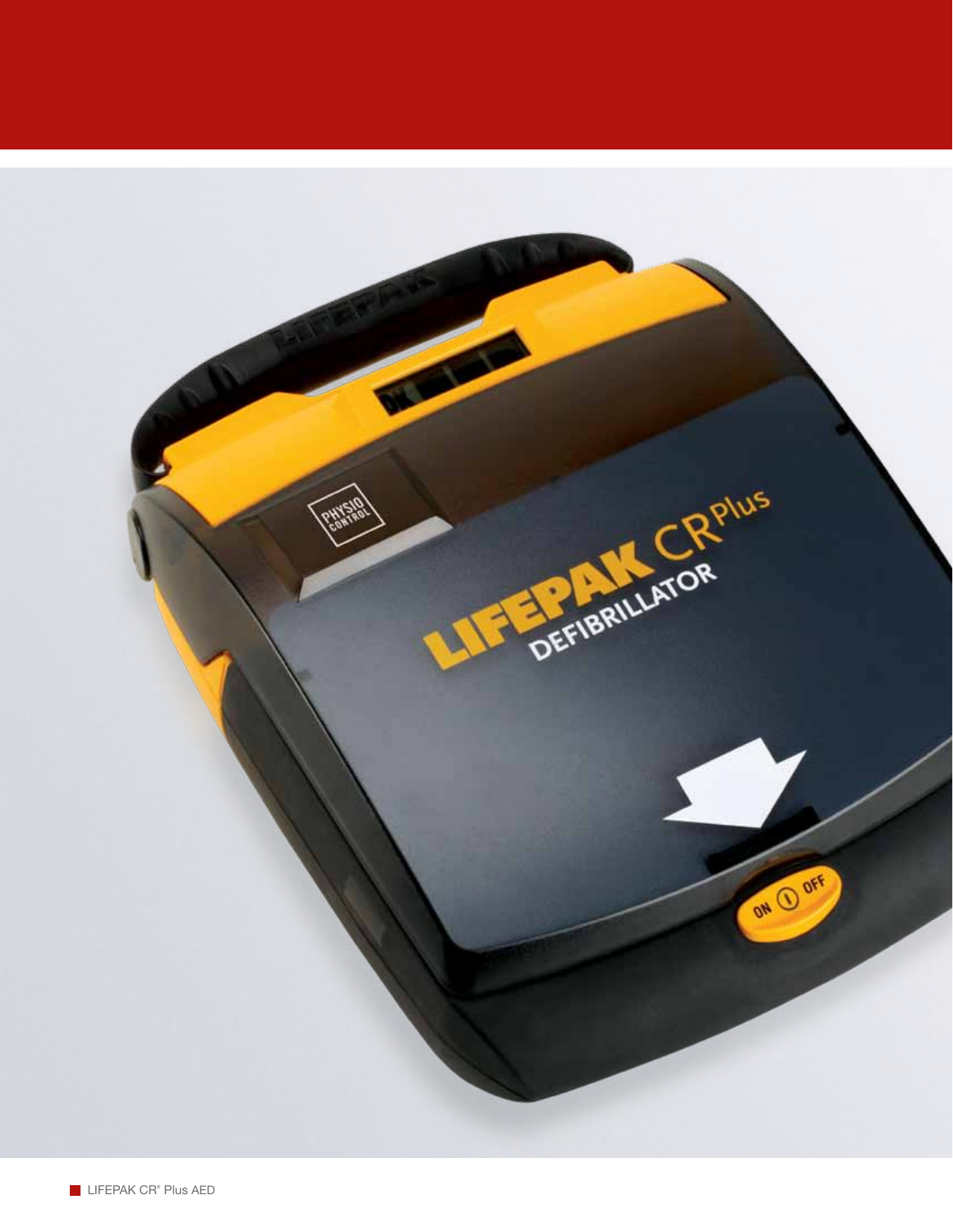LIFEPAK CR® Plus AED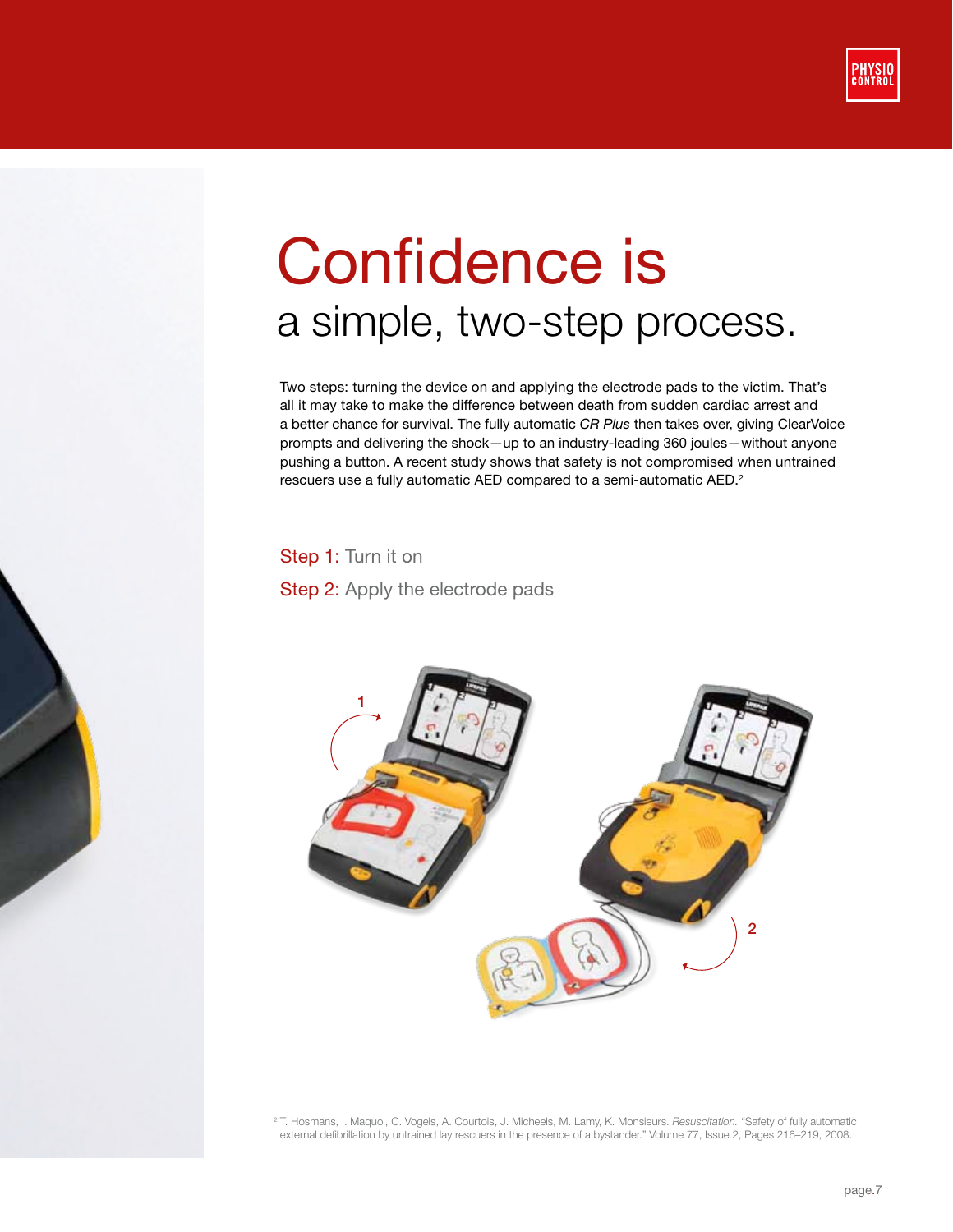# Confidence is

## a simple, two-step process.

Two steps: turning the device on and applying the electrode pads to the victim. That's all it may take to make the difference between death from sudden cardiac arrest and a better chance for survival. The fully automatic *CR Plus* then takes over, giving ClearVoice prompts and delivering the shock—up to an industry-leading 360 joules—without anyone pushing a button. A recent study shows that safety is not compromised when untrained rescuers use a fully automatic AED compared to a semi-automatic AED.[2]

Step 1: Turn it on

Step 2: Apply the electrode pads

[2] T. Hosmans, I. Maquoi, C. Vogels, A. Courtois, J. Micheels, M. Lamy, K. Monsieurs. *Resuscitation.* "Safety of fully automatic external defibrillation by untrained lay rescuers in the presence of a bystander." Volume 77, Issue 2, Pages 216–219, 2008.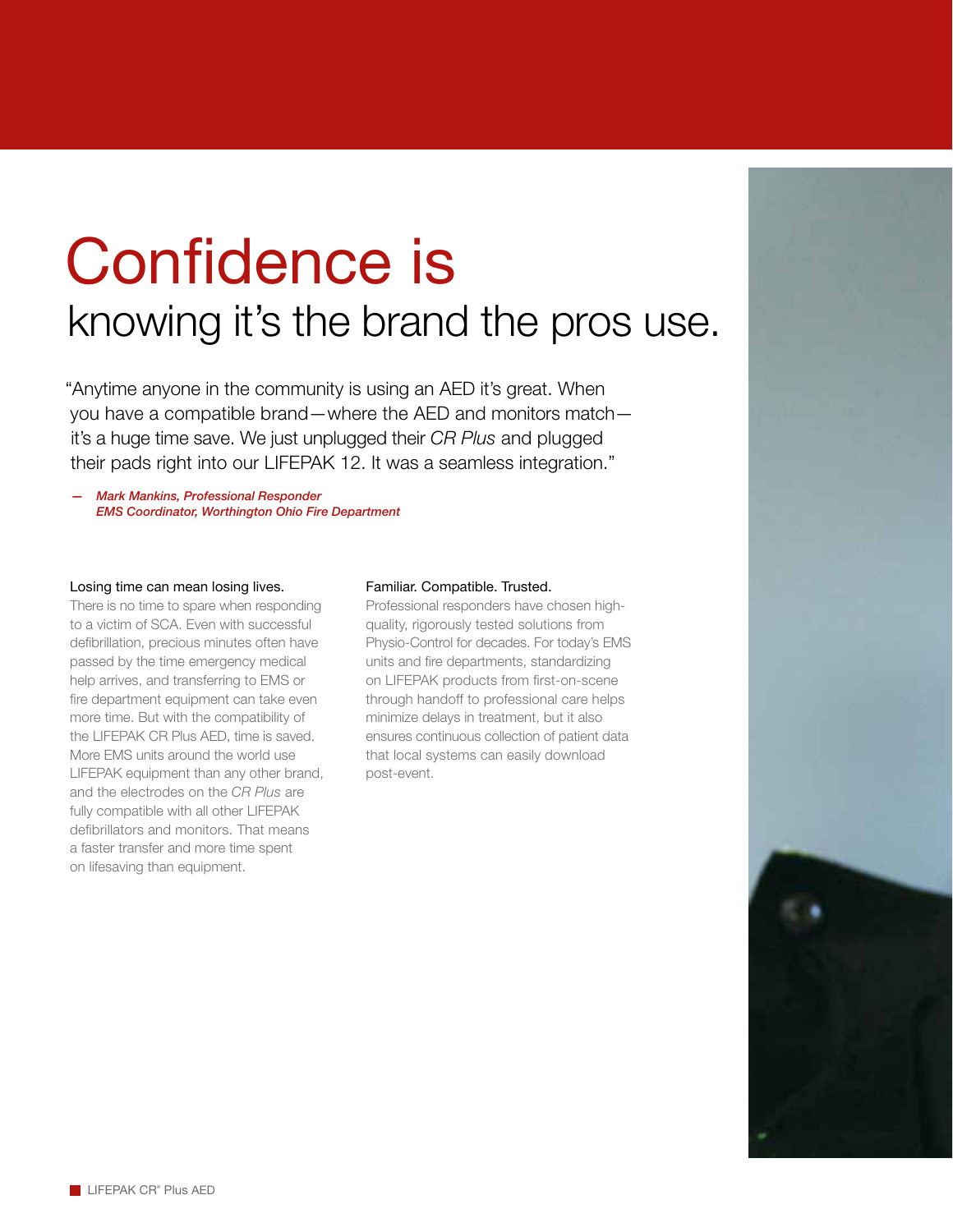# Confidence is

## knowing it's the brand the pros use.

"Anytime anyone in the community is using an AED it's great. When you have a compatible brand—where the AED and monitors match—it's a huge time save. We just unplugged their *CR Plus* and plugged their pads right into our LIFEPAK 12. It was a seamless integration."

— *Mark Mankins, Professional Responder*
*EMS Coordinator, Worthington Ohio Fire Department*

### Losing time can mean losing lives.

There is no time to spare when responding to a victim of SCA. Even with successful defibrillation, precious minutes often have passed by the time emergency medical help arrives, and transferring to EMS or fire department equipment can take even more time. But with the compatibility of the LIFEPAK CR Plus AED, time is saved. More EMS units around the world use LIFEPAK equipment than any other brand, and the electrodes on the *CR Plus* are fully compatible with all other LIFEPAK defibrillators and monitors. That means a faster transfer and more time spent on lifesaving than equipment.

### Familiar. Compatible. Trusted.

Professional responders have chosen high-quality, rigorously tested solutions from Physio-Control for decades. For today's EMS units and fire departments, standardizing on LIFEPAK products from first-on-scene through handoff to professional care helps minimize delays in treatment, but it also ensures continuous collection of patient data that local systems can easily download post-event.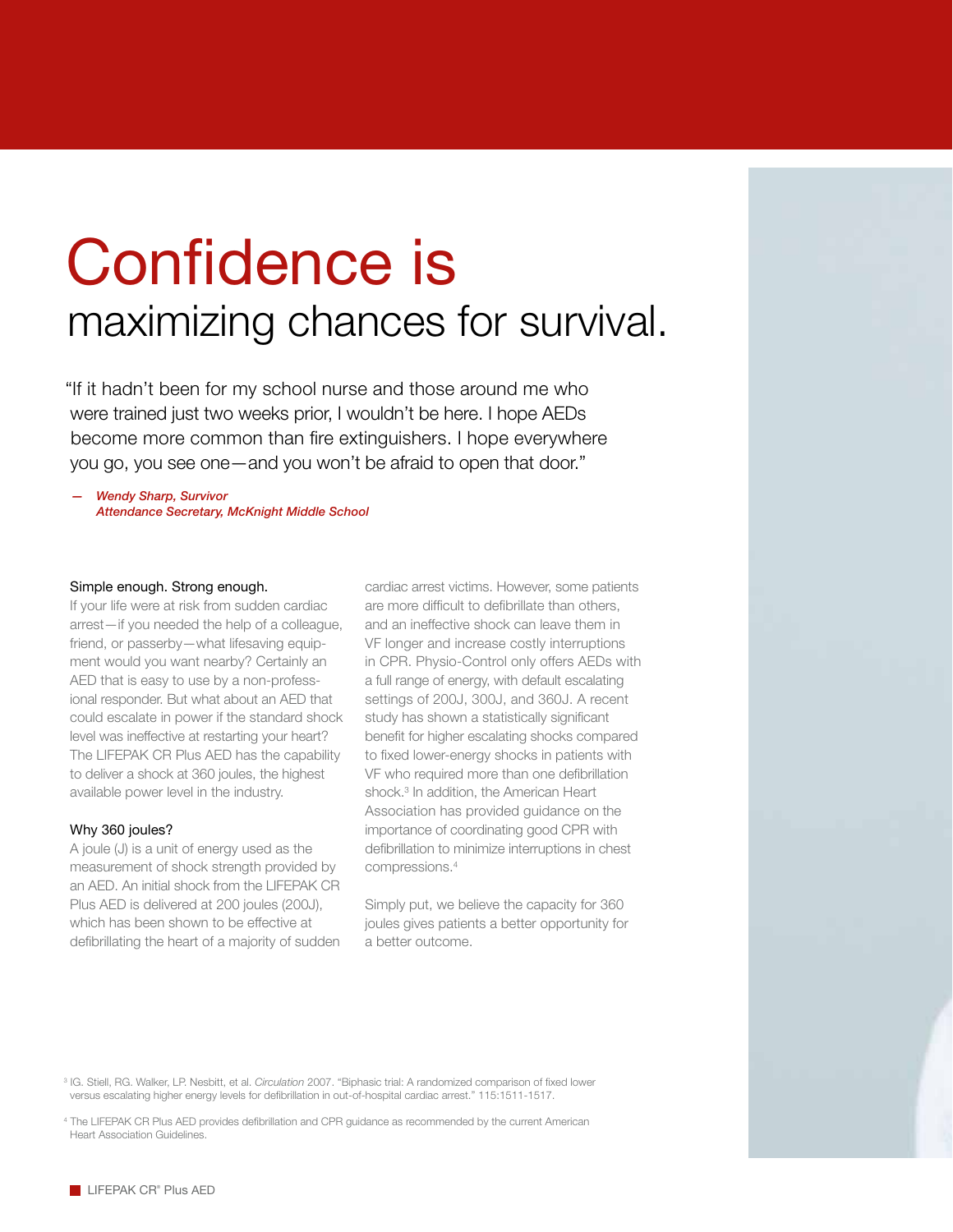# Confidence is
## maximizing chances for survival.

"If it hadn't been for my school nurse and those around me who were trained just two weeks prior, I wouldn't be here. I hope AEDs become more common than fire extinguishers. I hope everywhere you go, you see one—and you won't be afraid to open that door."

— *Wendy Sharp, Survivor*
*Attendance Secretary, McKnight Middle School*

### Simple enough. Strong enough.

If your life were at risk from sudden cardiac arrest—if you needed the help of a colleague, friend, or passerby—what lifesaving equipment would you want nearby? Certainly an AED that is easy to use by a non-professional responder. But what about an AED that could escalate in power if the standard shock level was ineffective at restarting your heart? The LIFEPAK CR Plus AED has the capability to deliver a shock at 360 joules, the highest available power level in the industry.

### Why 360 joules?

A joule (J) is a unit of energy used as the measurement of shock strength provided by an AED. An initial shock from the LIFEPAK CR Plus AED is delivered at 200 joules (200J), which has been shown to be effective at defibrillating the heart of a majority of sudden cardiac arrest victims. However, some patients are more difficult to defibrillate than others, and an ineffective shock can leave them in VF longer and increase costly interruptions in CPR. Physio-Control only offers AEDs with a full range of energy, with default escalating settings of 200J, 300J, and 360J. A recent study has shown a statistically significant benefit for higher escalating shocks compared to fixed lower-energy shocks in patients with VF who required more than one defibrillation shock.[3] In addition, the American Heart Association has provided guidance on the importance of coordinating good CPR with defibrillation to minimize interruptions in chest compressions.[4]

Simply put, we believe the capacity for 360 joules gives patients a better opportunity for a better outcome.

[3] IG. Stiell, RG. Walker, LP. Nesbitt, et al. *Circulation* 2007. "Biphasic trial: A randomized comparison of fixed lower versus escalating higher energy levels for defibrillation in out-of-hospital cardiac arrest." 115:1511-1517.

[4] The LIFEPAK CR Plus AED provides defibrillation and CPR guidance as recommended by the current American Heart Association Guidelines.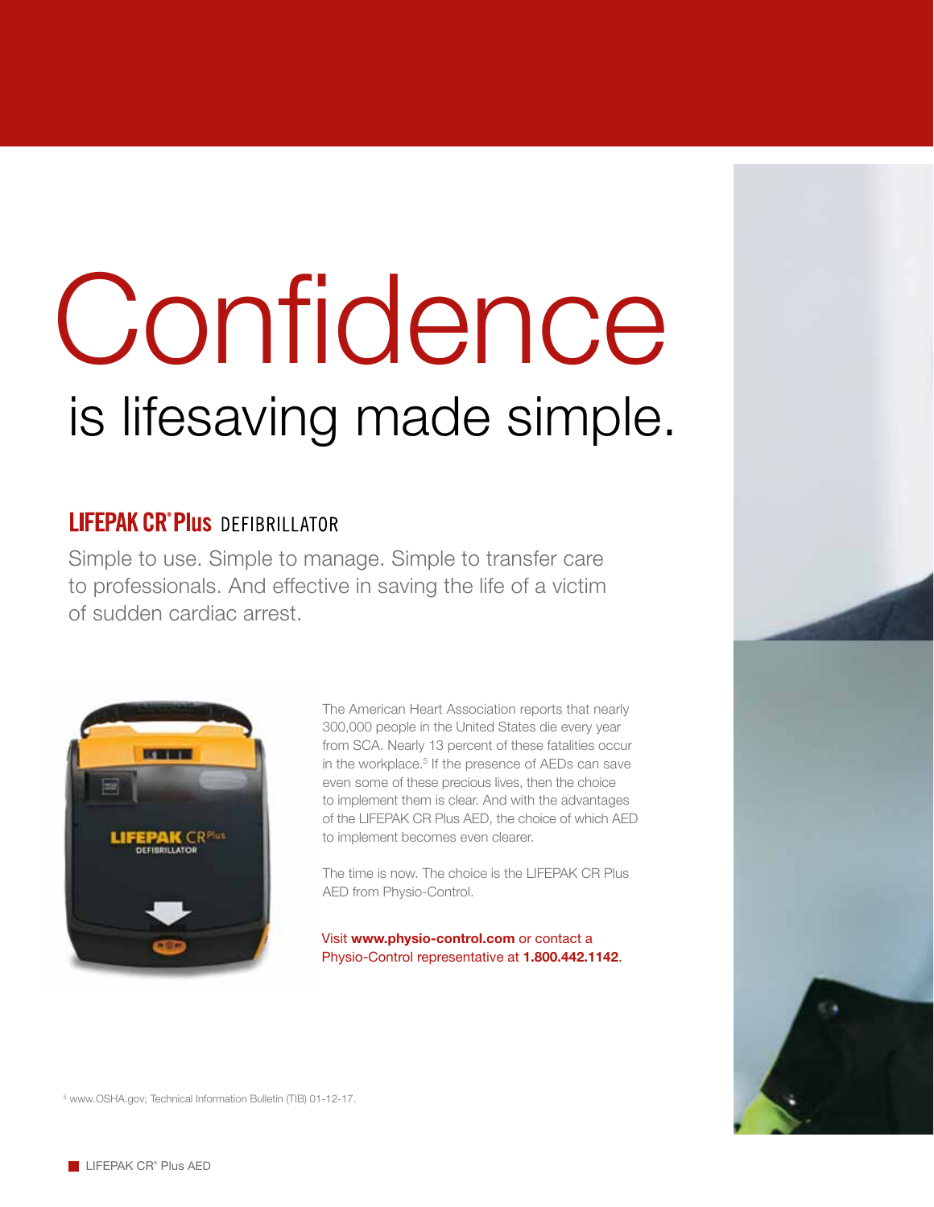# Confidence

## is lifesaving made simple.

### LIFEPAK CR® Plus DEFIBRILLATOR

Simple to use. Simple to manage. Simple to transfer care to professionals. And effective in saving the life of a victim of sudden cardiac arrest.

The American Heart Association reports that nearly 300,000 people in the United States die every year from SCA. Nearly 13 percent of these fatalities occur in the workplace.[5] If the presence of AEDs can save even some of these precious lives, then the choice to implement them is clear. And with the advantages of the LIFEPAK CR Plus AED, the choice of which AED to implement becomes even clearer.

The time is now. The choice is the LIFEPAK CR Plus AED from Physio-Control.

Visit **www.physio-control.com** or contact a Physio-Control representative at **1.800.442.1142**.

[5] www.OSHA.gov; Technical Information Bulletin (TIB) 01-12-17.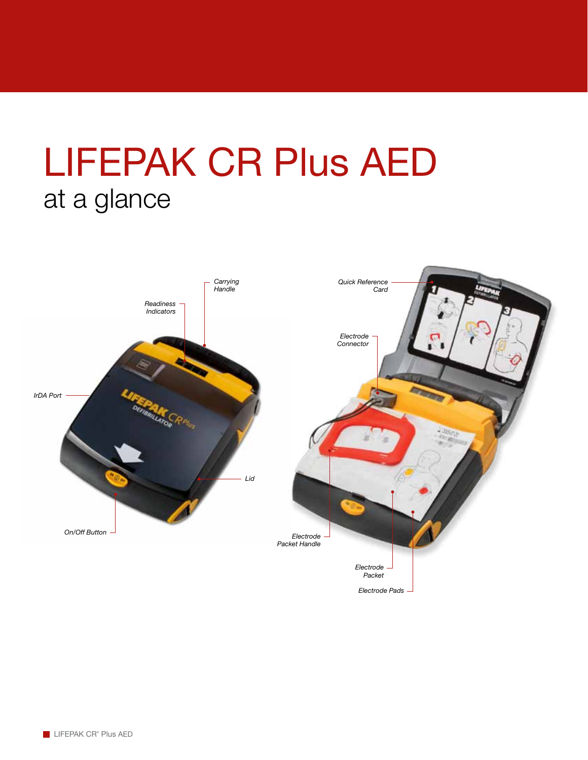# LIFEPAK CR Plus AED

## at a glance

*Carrying Handle*

*Readiness Indicators*

*IrDA Port*

*Lid*

*On/Off Button*

*Quick Reference Card*

*Electrode Connector*

*Electrode Packet Handle*

*Electrode Packet*

*Electrode Pads*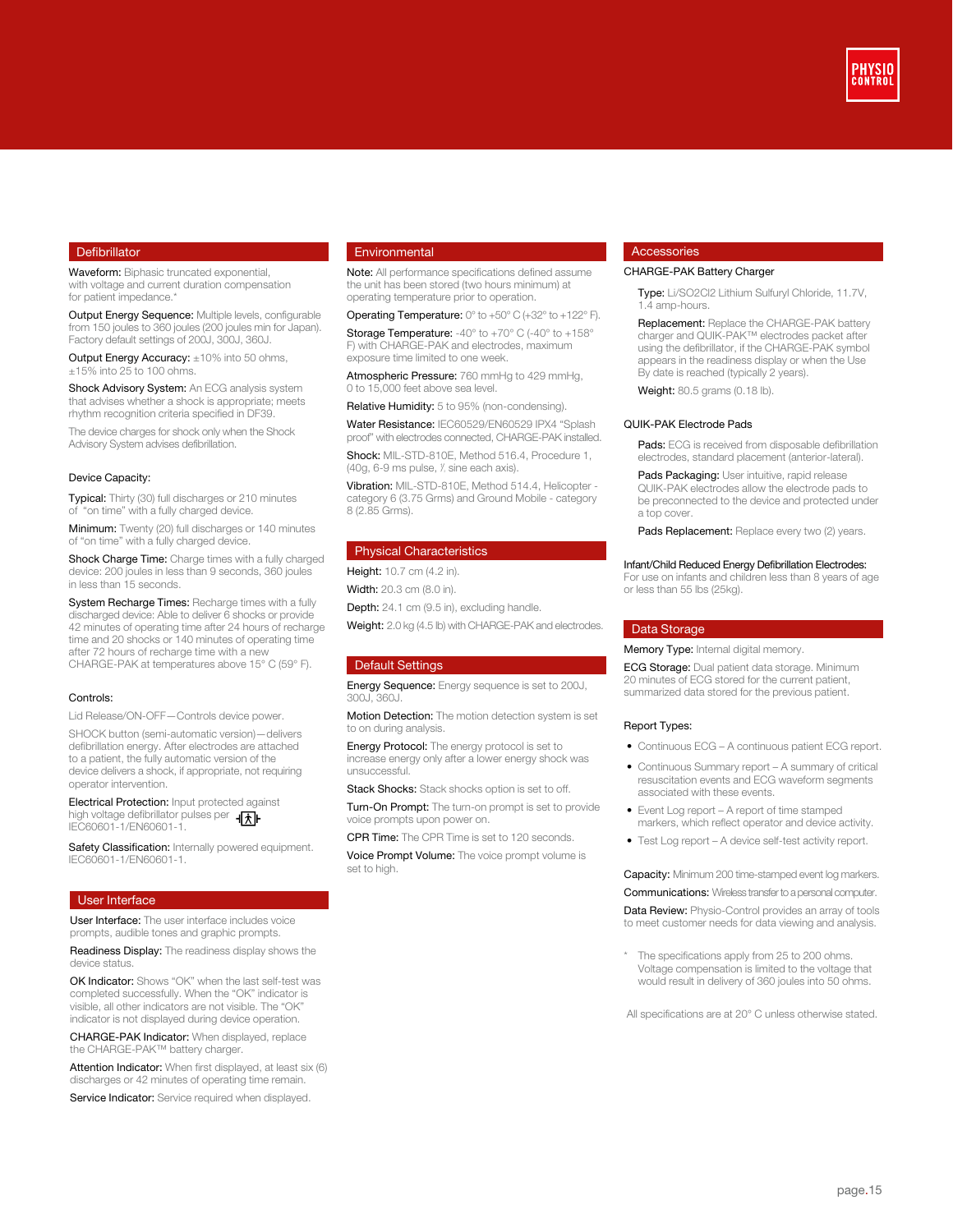## Defibrillator

**Waveform:** Biphasic truncated exponential, with voltage and current duration compensation for patient impedance.*

**Output Energy Sequence:** Multiple levels, configurable from 150 joules to 360 joules (200 joules min for Japan). Factory default settings of 200J, 300J, 360J.

**Output Energy Accuracy:** ±10% into 50 ohms, ±15% into 25 to 100 ohms.

**Shock Advisory System:** An ECG analysis system that advises whether a shock is appropriate; meets rhythm recognition criteria specified in DF39.

The device charges for shock only when the Shock Advisory System advises defibrillation.

### Device Capacity:

**Typical:** Thirty (30) full discharges or 210 minutes of "on time" with a fully charged device.

**Minimum:** Twenty (20) full discharges or 140 minutes of "on time" with a fully charged device.

**Shock Charge Time:** Charge times with a fully charged device: 200 joules in less than 9 seconds, 360 joules in less than 15 seconds.

**System Recharge Times:** Recharge times with a fully discharged device: Able to deliver 6 shocks or provide 42 minutes of operating time after 24 hours of recharge time and 20 shocks or 140 minutes of operating time after 72 hours of recharge time with a new CHARGE-PAK at temperatures above 15° C (59° F).

### Controls:

Lid Release/ON-OFF—Controls device power.

SHOCK button (semi-automatic version)—delivers defibrillation energy. After electrodes are attached to a patient, the fully automatic version of the device delivers a shock, if appropriate, not requiring operator intervention.

**Electrical Protection:** Input protected against high voltage defibrillator pulses per IEC60601-1/EN60601-1.

**Safety Classification:** Internally powered equipment. IEC60601-1/EN60601-1.

## User Interface

**User Interface:** The user interface includes voice prompts, audible tones and graphic prompts.

**Readiness Display:** The readiness display shows the device status.

**OK Indicator:** Shows "OK" when the last self-test was completed successfully. When the "OK" indicator is visible, all other indicators are not visible. The "OK" indicator is not displayed during device operation.

**CHARGE-PAK Indicator:** When displayed, replace the CHARGE-PAK™ battery charger.

**Attention Indicator:** When first displayed, at least six (6) discharges or 42 minutes of operating time remain.

**Service Indicator:** Service required when displayed.

## Environmental

**Note:** All performance specifications defined assume the unit has been stored (two hours minimum) at operating temperature prior to operation.

**Operating Temperature:** 0° to +50° C (+32° to +122° F).

**Storage Temperature:** -40° to +70° C (-40° to +158° F) with CHARGE-PAK and electrodes, maximum exposure time limited to one week.

**Atmospheric Pressure:** 760 mmHg to 429 mmHg, 0 to 15,000 feet above sea level.

**Relative Humidity:** 5 to 95% (non-condensing).

**Water Resistance:** IEC60529/EN60529 IPX4 "Splash proof" with electrodes connected, CHARGE-PAK installed.

**Shock:** MIL-STD-810E, Method 516.4, Procedure 1, (40g, 6-9 ms pulse, ½ sine each axis).

**Vibration:** MIL-STD-810E, Method 514.4, Helicopter - category 6 (3.75 Grms) and Ground Mobile - category 8 (2.85 Grms).

## Physical Characteristics

**Height:** 10.7 cm (4.2 in).

**Width:** 20.3 cm (8.0 in).

**Depth:** 24.1 cm (9.5 in), excluding handle.

**Weight:** 2.0 kg (4.5 lb) with CHARGE-PAK and electrodes.

## Default Settings

**Energy Sequence:** Energy sequence is set to 200J, 300J, 360J.

**Motion Detection:** The motion detection system is set to on during analysis.

**Energy Protocol:** The energy protocol is set to increase energy only after a lower energy shock was unsuccessful.

**Stack Shocks:** Stack shocks option is set to off.

**Turn-On Prompt:** The turn-on prompt is set to provide voice prompts upon power on.

**CPR Time:** The CPR Time is set to 120 seconds.

**Voice Prompt Volume:** The voice prompt volume is set to high.

## Accessories

### CHARGE-PAK Battery Charger

**Type:** Li/SO2Cl2 Lithium Sulfuryl Chloride, 11.7V, 1.4 amp-hours.

**Replacement:** Replace the CHARGE-PAK battery charger and QUIK-PAK™ electrodes packet after using the defibrillator, if the CHARGE-PAK symbol appears in the readiness display or when the Use By date is reached (typically 2 years).

**Weight:** 80.5 grams (0.18 lb).

### QUIK-PAK Electrode Pads

**Pads:** ECG is received from disposable defibrillation electrodes, standard placement (anterior-lateral).

**Pads Packaging:** User intuitive, rapid release QUIK-PAK electrodes allow the electrode pads to be preconnected to the device and protected under a top cover.

**Pads Replacement:** Replace every two (2) years.

**Infant/Child Reduced Energy Defibrillation Electrodes:** For use on infants and children less than 8 years of age or less than 55 lbs (25kg).

## Data Storage

**Memory Type:** Internal digital memory.

**ECG Storage:** Dual patient data storage. Minimum 20 minutes of ECG stored for the current patient, summarized data stored for the previous patient.

### Report Types:

- Continuous ECG – A continuous patient ECG report.
- Continuous Summary report – A summary of critical resuscitation events and ECG waveform segments associated with these events.
- Event Log report – A report of time stamped markers, which reflect operator and device activity.
- Test Log report – A device self-test activity report.

**Capacity:** Minimum 200 time-stamped event log markers.

**Communications:** Wireless transfer to a personal computer.

**Data Review:** Physio-Control provides an array of tools to meet customer needs for data viewing and analysis.

\* The specifications apply from 25 to 200 ohms. Voltage compensation is limited to the voltage that would result in delivery of 360 joules into 50 ohms.

All specifications are at 20° C unless otherwise stated.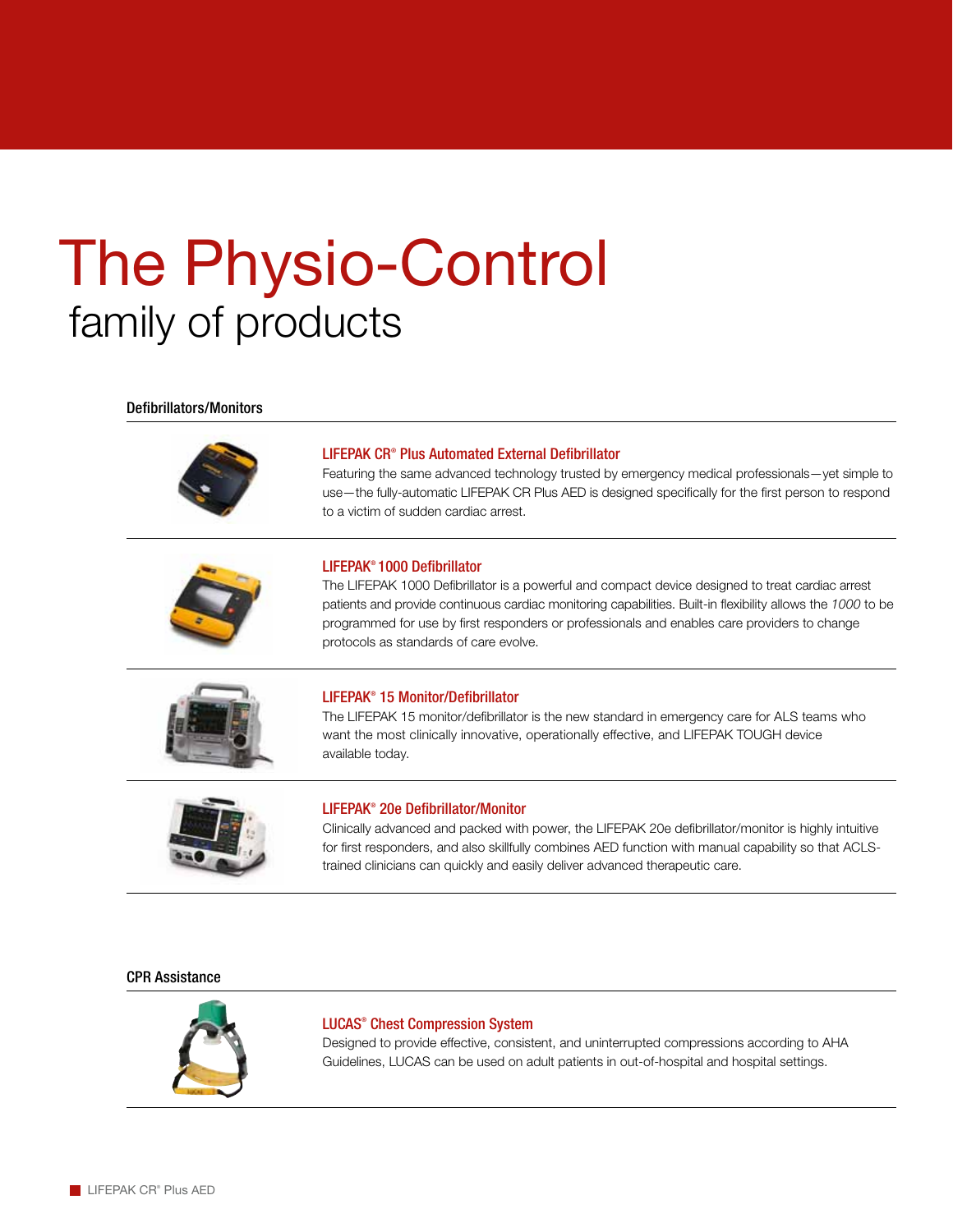# The Physio-Control
## family of products

### Defibrillators/Monitors

**LIFEPAK CR® Plus Automated External Defibrillator**

Featuring the same advanced technology trusted by emergency medical professionals—yet simple to use—the fully-automatic LIFEPAK CR Plus AED is designed specifically for the first person to respond to a victim of sudden cardiac arrest.

**LIFEPAK® 1000 Defibrillator**

The LIFEPAK 1000 Defibrillator is a powerful and compact device designed to treat cardiac arrest patients and provide continuous cardiac monitoring capabilities. Built-in flexibility allows the *1000* to be programmed for use by first responders or professionals and enables care providers to change protocols as standards of care evolve.

**LIFEPAK® 15 Monitor/Defibrillator**

The LIFEPAK 15 monitor/defibrillator is the new standard in emergency care for ALS teams who want the most clinically innovative, operationally effective, and LIFEPAK TOUGH device available today.

**LIFEPAK® 20e Defibrillator/Monitor**

Clinically advanced and packed with power, the LIFEPAK 20e defibrillator/monitor is highly intuitive for first responders, and also skillfully combines AED function with manual capability so that ACLS-trained clinicians can quickly and easily deliver advanced therapeutic care.

### CPR Assistance

**LUCAS® Chest Compression System**

Designed to provide effective, consistent, and uninterrupted compressions according to AHA Guidelines, LUCAS can be used on adult patients in out-of-hospital and hospital settings.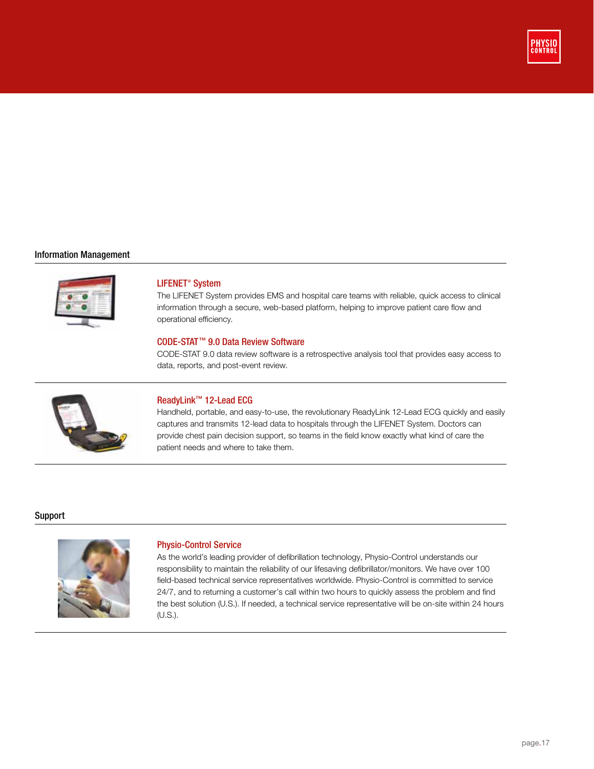## Information Management

### LIFENET® System

The LIFENET System provides EMS and hospital care teams with reliable, quick access to clinical information through a secure, web-based platform, helping to improve patient care flow and operational efficiency.

### CODE-STAT™ 9.0 Data Review Software

CODE-STAT 9.0 data review software is a retrospective analysis tool that provides easy access to data, reports, and post-event review.

### ReadyLink™ 12-Lead ECG

Handheld, portable, and easy-to-use, the revolutionary ReadyLink 12-Lead ECG quickly and easily captures and transmits 12-lead data to hospitals through the LIFENET System. Doctors can provide chest pain decision support, so teams in the field know exactly what kind of care the patient needs and where to take them.

## Support

### Physio-Control Service

As the world's leading provider of defibrillation technology, Physio-Control understands our responsibility to maintain the reliability of our lifesaving defibrillator/monitors. We have over 100 field-based technical service representatives worldwide. Physio-Control is committed to service 24/7, and to returning a customer's call within two hours to quickly assess the problem and find the best solution (U.S.). If needed, a technical service representative will be on-site within 24 hours (U.S.).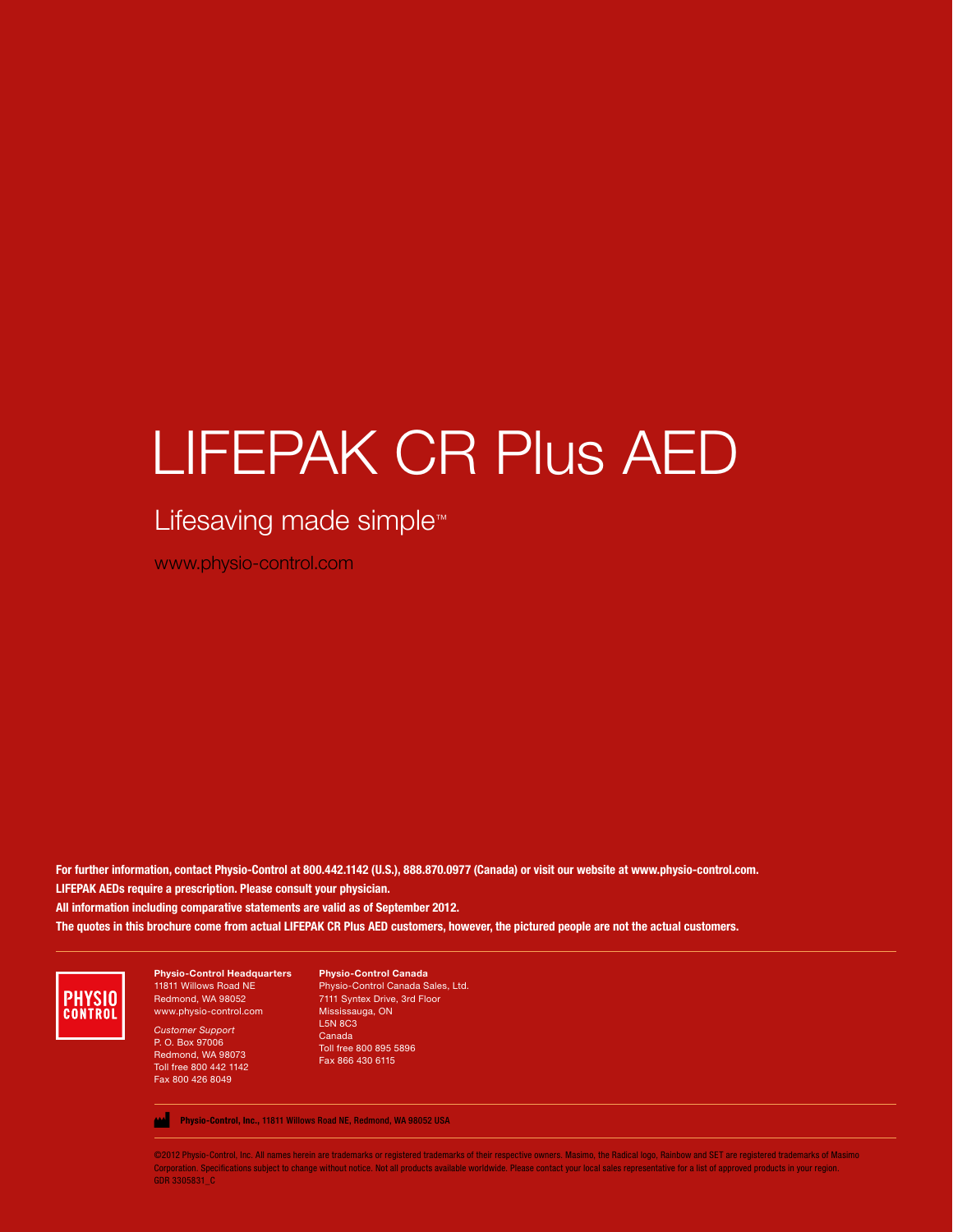# LIFEPAK CR Plus AED

## Lifesaving made simple™

www.physio-control.com

**For further information, contact Physio-Control at 800.442.1142 (U.S.), 888.870.0977 (Canada) or visit our website at www.physio-control.com.**

**LIFEPAK AEDs require a prescription. Please consult your physician.**

**All information including comparative statements are valid as of September 2012.**

**The quotes in this brochure come from actual LIFEPAK CR Plus AED customers, however, the pictured people are not the actual customers.**

PHYSIO CONTROL

**Physio-Control Headquarters**
11811 Willows Road NE
Redmond, WA 98052
www.physio-control.com

*Customer Support*
P. O. Box 97006
Redmond, WA 98073
Toll free 800 442 1142
Fax 800 426 8049

**Physio-Control Canada**
Physio-Control Canada Sales, Ltd.
7111 Syntex Drive, 3rd Floor
Mississauga, ON
L5N 8C3
Canada
Toll free 800 895 5896
Fax 866 430 6115

**Physio-Control, Inc.**, 11811 Willows Road NE, Redmond, WA 98052 USA

©2012 Physio-Control, Inc. All names herein are trademarks or registered trademarks of their respective owners. Masimo, the Radical logo, Rainbow and SET are registered trademarks of Masimo Corporation. Specifications subject to change without notice. Not all products available worldwide. Please contact your local sales representative for a list of approved products in your region.
GDR 3305831_C